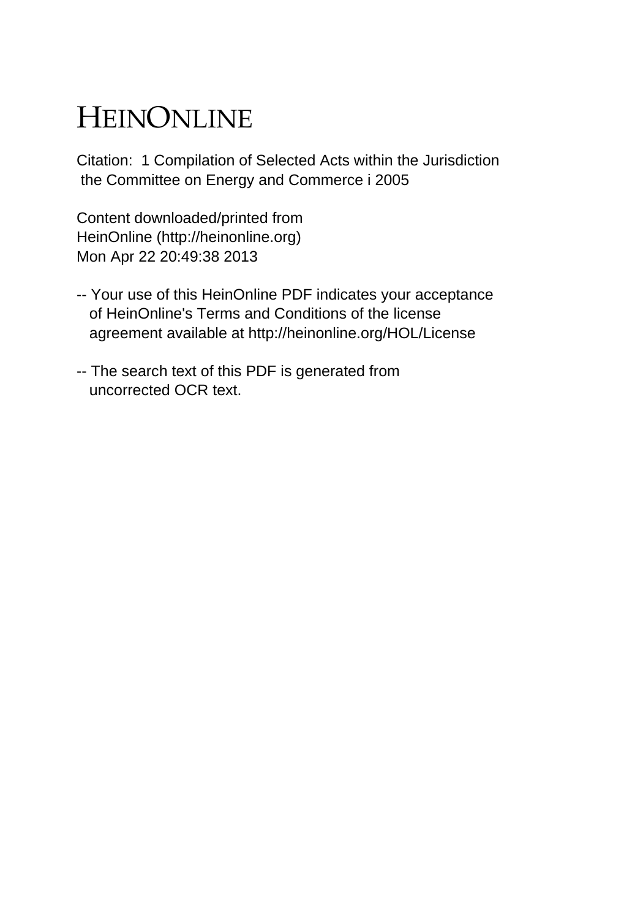# HEINONLINE

Citation: 1 Compilation of Selected Acts within the Jurisdiction the Committee on Energy and Commerce i 2005

Content downloaded/printed from HeinOnline (http://heinonline.org) Mon Apr 22 20:49:38 2013

-- Your use of this HeinOnline PDF indicates your acceptance of HeinOnline's Terms and Conditions of the license agreement available at http://heinonline.org/HOL/License

-- The search text of this PDF is generated from uncorrected OCR text.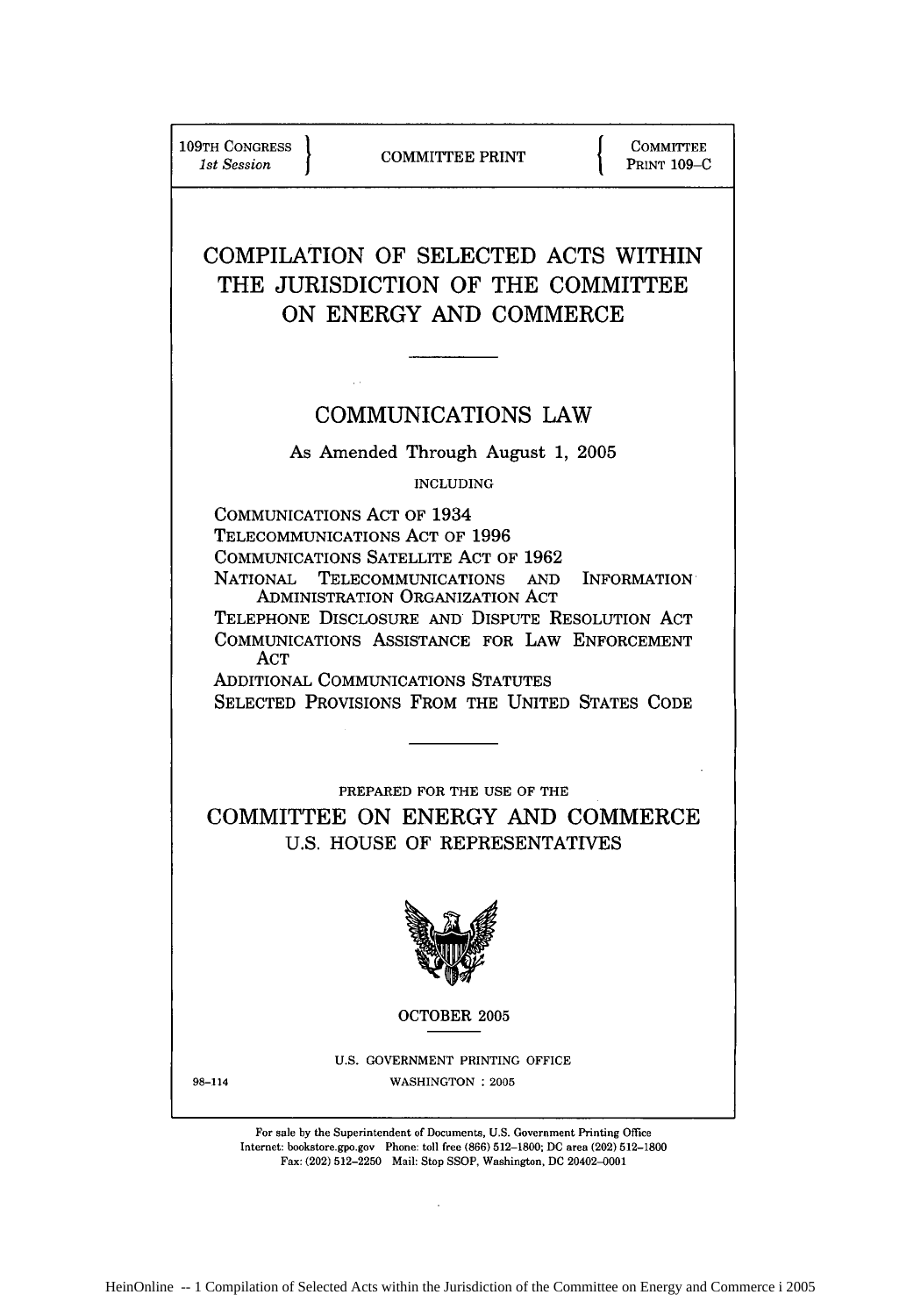109TH CONGRESS
1st Session

COMMITTEE PRINT

COMMITTEE
PRINT 109–C

# COMPILATION OF SELECTED ACTS WITHIN THE JURISDICTION OF THE COMMITTEE ON ENERGY AND COMMERCE

## COMMUNICATIONS LAW

As Amended Through August 1, 2005

INCLUDING

COMMUNICATIONS ACT OF 1934
TELECOMMUNICATIONS ACT OF 1996
COMMUNICATIONS SATELLITE ACT OF 1962
NATIONAL TELECOMMUNICATIONS AND INFORMATION ADMINISTRATION ORGANIZATION ACT
TELEPHONE DISCLOSURE AND DISPUTE RESOLUTION ACT
COMMUNICATIONS ASSISTANCE FOR LAW ENFORCEMENT ACT
ADDITIONAL COMMUNICATIONS STATUTES
SELECTED PROVISIONS FROM THE UNITED STATES CODE

PREPARED FOR THE USE OF THE

## COMMITTEE ON ENERGY AND COMMERCE
U.S. HOUSE OF REPRESENTATIVES

OCTOBER 2005

U.S. GOVERNMENT PRINTING OFFICE
98–114 WASHINGTON : 2005

For sale by the Superintendent of Documents, U.S. Government Printing Office
Internet: bookstore.gpo.gov Phone: toll free (866) 512–1800; DC area (202) 512–1800
Fax: (202) 512–2250 Mail: Stop SSOP, Washington, DC 20402–0001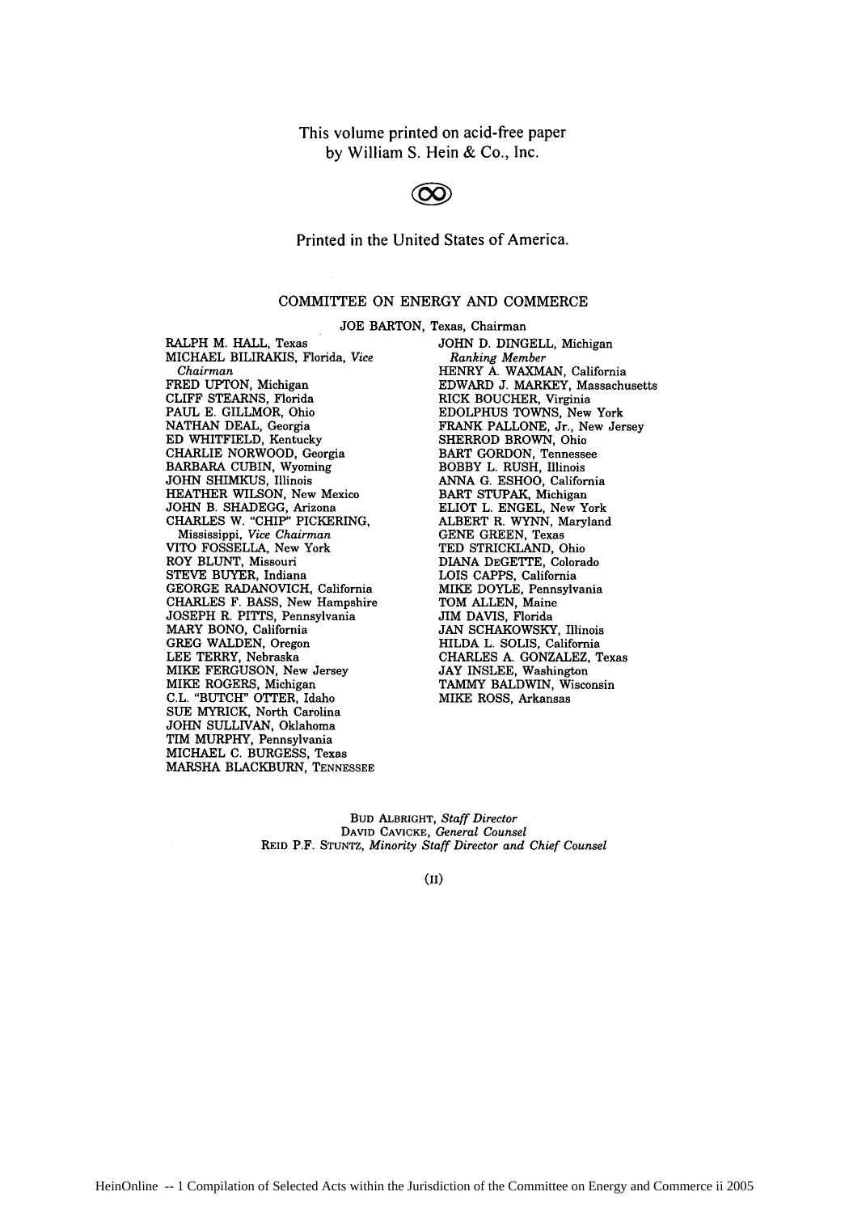This volume printed on acid-free paper
by William S. Hein & Co., Inc.

Printed in the United States of America.

## COMMITTEE ON ENERGY AND COMMERCE

JOE BARTON, Texas, Chairman

RALPH M. HALL, Texas
MICHAEL BILIRAKIS, Florida, *Vice Chairman*
FRED UPTON, Michigan
CLIFF STEARNS, Florida
PAUL E. GILLMOR, Ohio
NATHAN DEAL, Georgia
ED WHITFIELD, Kentucky
CHARLIE NORWOOD, Georgia
BARBARA CUBIN, Wyoming
JOHN SHIMKUS, Illinois
HEATHER WILSON, New Mexico
JOHN B. SHADEGG, Arizona
CHARLES W. "CHIP" PICKERING, Mississippi, *Vice Chairman*
VITO FOSSELLA, New York
ROY BLUNT, Missouri
STEVE BUYER, Indiana
GEORGE RADANOVICH, California
CHARLES F. BASS, New Hampshire
JOSEPH R. PITTS, Pennsylvania
MARY BONO, California
GREG WALDEN, Oregon
LEE TERRY, Nebraska
MIKE FERGUSON, New Jersey
MIKE ROGERS, Michigan
C.L. "BUTCH" OTTER, Idaho
SUE MYRICK, North Carolina
JOHN SULLIVAN, Oklahoma
TIM MURPHY, Pennsylvania
MICHAEL C. BURGESS, Texas
MARSHA BLACKBURN, TENNESSEE

JOHN D. DINGELL, Michigan
*Ranking Member*
HENRY A. WAXMAN, California
EDWARD J. MARKEY, Massachusetts
RICK BOUCHER, Virginia
EDOLPHUS TOWNS, New York
FRANK PALLONE, Jr., New Jersey
SHERROD BROWN, Ohio
BART GORDON, Tennessee
BOBBY L. RUSH, Illinois
ANNA G. ESHOO, California
BART STUPAK, Michigan
ELIOT L. ENGEL, New York
ALBERT R. WYNN, Maryland
GENE GREEN, Texas
TED STRICKLAND, Ohio
DIANA DEGETTE, Colorado
LOIS CAPPS, California
MIKE DOYLE, Pennsylvania
TOM ALLEN, Maine
JIM DAVIS, Florida
JAN SCHAKOWSKY, Illinois
HILDA L. SOLIS, California
CHARLES A. GONZALEZ, Texas
JAY INSLEE, Washington
TAMMY BALDWIN, Wisconsin
MIKE ROSS, Arkansas

BUD ALBRIGHT, *Staff Director*
DAVID CAVICKE, *General Counsel*
REID P.F. STUNTZ, *Minority Staff Director and Chief Counsel*

(II)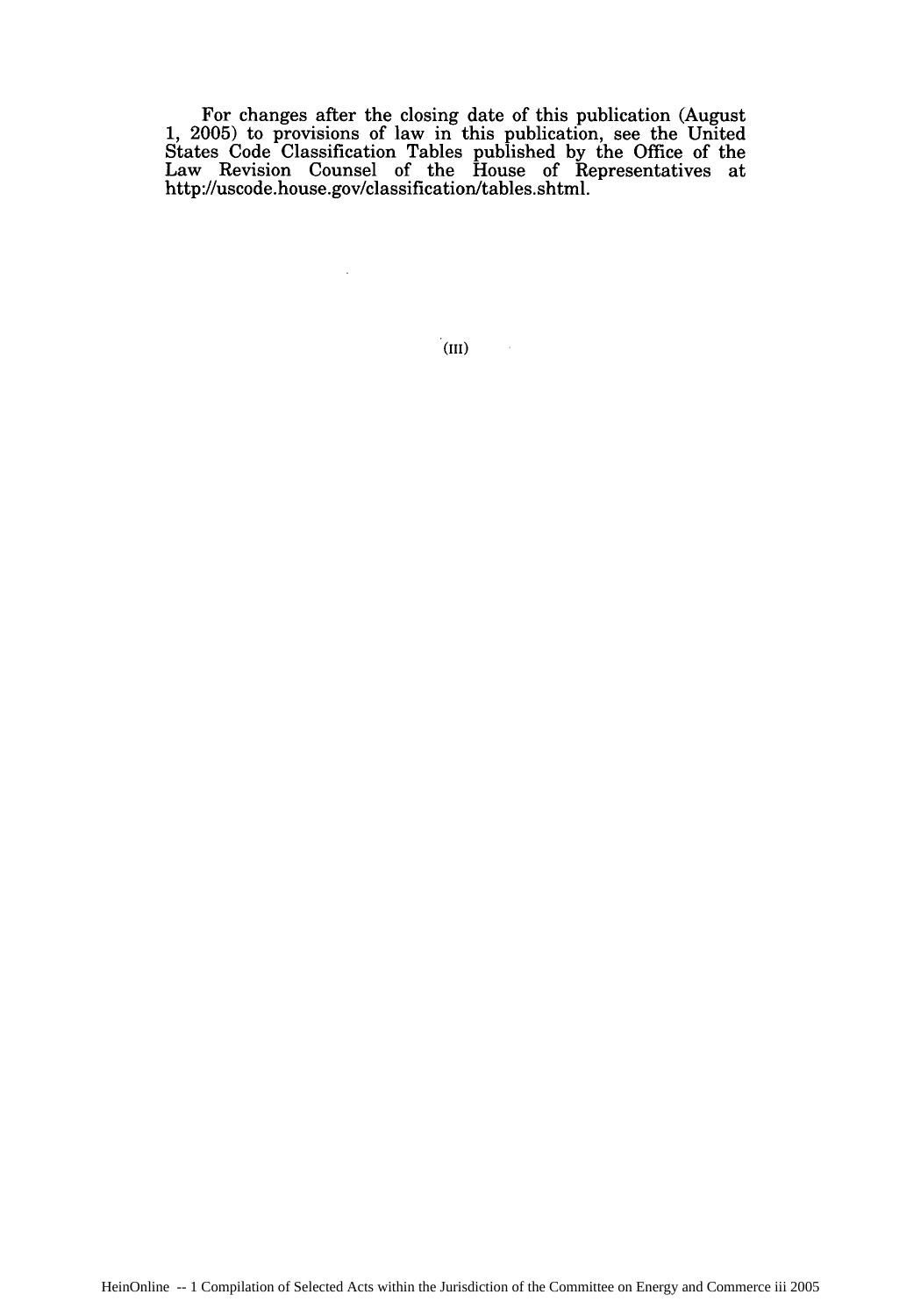For changes after the closing date of this publication (August 1, 2005) to provisions of law in this publication, see the United States Code Classification Tables published by the Office of the Law Revision Counsel of the House of Representatives at http://uscode.house.gov/classification/tables.shtml.